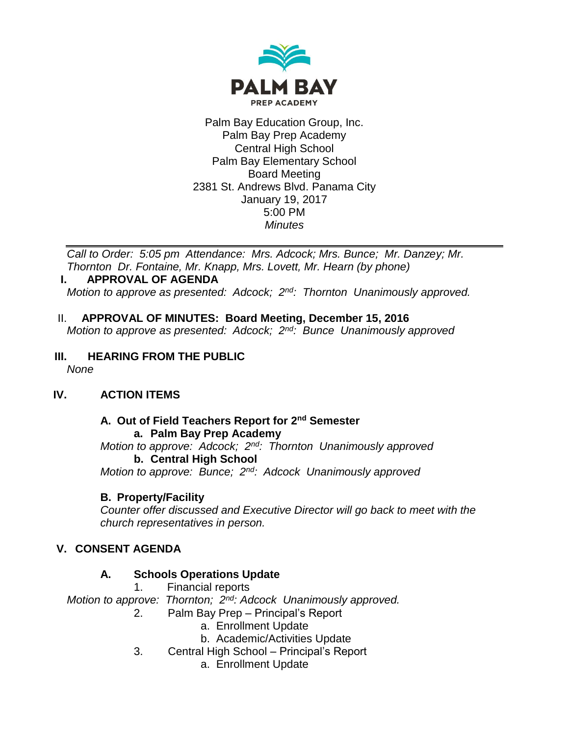**PALM BAY**
PREP ACADEMY

Palm Bay Education Group, Inc.
Palm Bay Prep Academy
Central High School
Palm Bay Elementary School
Board Meeting
2381 St. Andrews Blvd. Panama City
January 19, 2017
5:00 PM
*Minutes*

---

*Call to Order: 5:05 pm Attendance: Mrs. Adcock; Mrs. Bunce; Mr. Danzey; Mr. Thornton Dr. Fontaine, Mr. Knapp, Mrs. Lovett, Mr. Hearn (by phone)*

## I. APPROVAL OF AGENDA

*Motion to approve as presented: Adcock; 2nd: Thornton Unanimously approved.*

## II. APPROVAL OF MINUTES: Board Meeting, December 15, 2016

*Motion to approve as presented: Adcock; 2nd: Bunce Unanimously approved*

## III. HEARING FROM THE PUBLIC

*None*

## IV. ACTION ITEMS

### A. Out of Field Teachers Report for 2nd Semester

**a. Palm Bay Prep Academy**

*Motion to approve: Adcock; 2nd: Thornton Unanimously approved*

**b. Central High School**

*Motion to approve: Bunce; 2nd: Adcock Unanimously approved*

### B. Property/Facility

*Counter offer discussed and Executive Director will go back to meet with the church representatives in person.*

## V. CONSENT AGENDA

### A. Schools Operations Update

1. Financial reports

*Motion to approve: Thornton; 2nd: Adcock Unanimously approved.*

2. Palm Bay Prep – Principal's Report
   a. Enrollment Update
   b. Academic/Activities Update
3. Central High School – Principal's Report
   a. Enrollment Update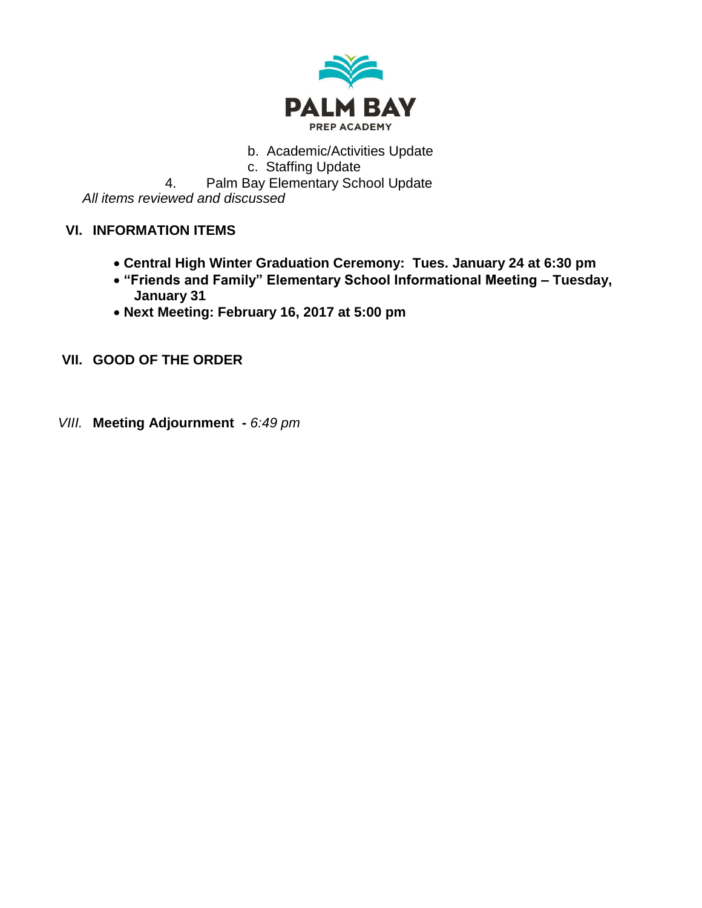PALM BAY

PREP ACADEMY

b. Academic/Activities Update

c. Staffing Update

4. Palm Bay Elementary School Update

*All items reviewed and discussed*

## VI. INFORMATION ITEMS

- **Central High Winter Graduation Ceremony: Tues. January 24 at 6:30 pm**
- **"Friends and Family" Elementary School Informational Meeting – Tuesday, January 31**
- **Next Meeting: February 16, 2017 at 5:00 pm**

## VII. GOOD OF THE ORDER

*VIII.* **Meeting Adjournment -** *6:49 pm*